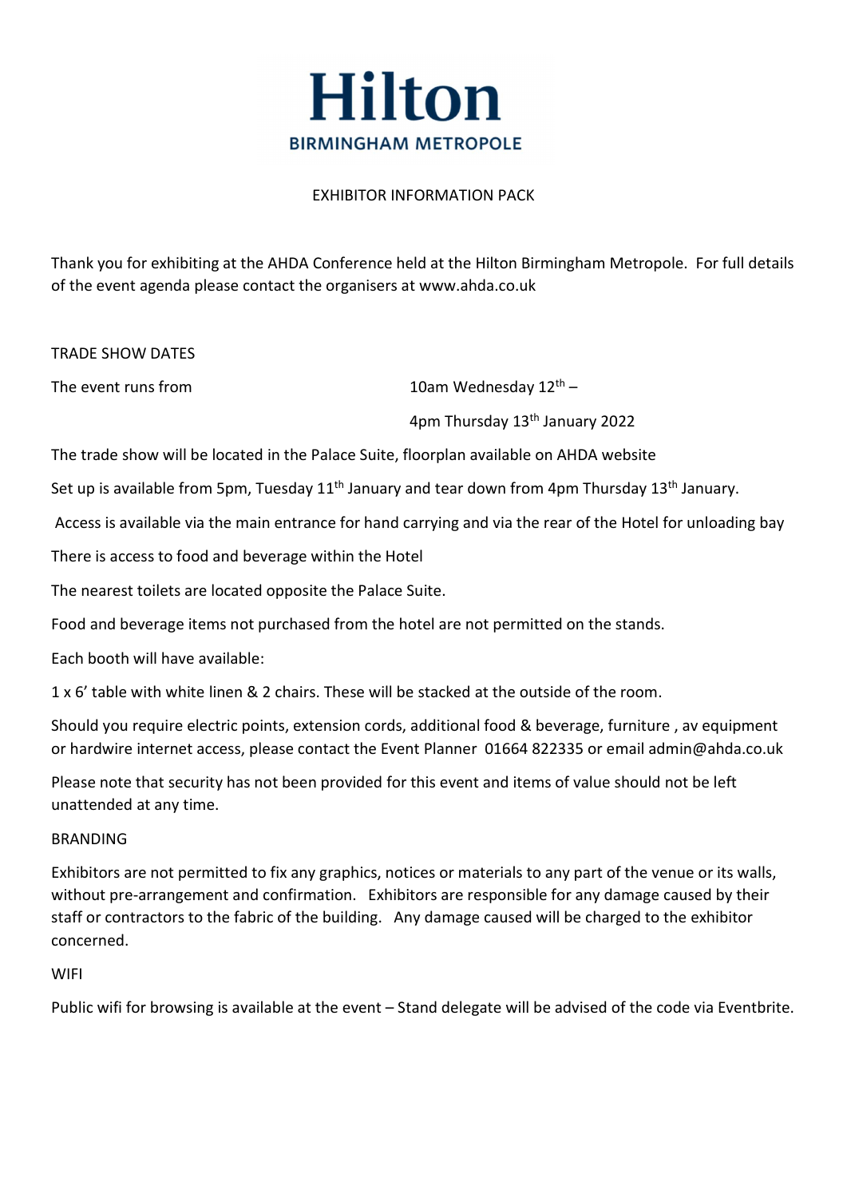# Hilton

BIRMINGHAM METROPOLE

EXHIBITOR INFORMATION PACK

Thank you for exhibiting at the AHDA Conference held at the Hilton Birmingham Metropole. For full details of the event agenda please contact the organisers at www.ahda.co.uk

TRADE SHOW DATES

The event runs from 10am Wednesday 12th – 4pm Thursday 13th January 2022

The trade show will be located in the Palace Suite, floorplan available on AHDA website

Set up is available from 5pm, Tuesday 11th January and tear down from 4pm Thursday 13th January.

Access is available via the main entrance for hand carrying and via the rear of the Hotel for unloading bay

There is access to food and beverage within the Hotel

The nearest toilets are located opposite the Palace Suite.

Food and beverage items not purchased from the hotel are not permitted on the stands.

Each booth will have available:

1 x 6' table with white linen & 2 chairs. These will be stacked at the outside of the room.

Should you require electric points, extension cords, additional food & beverage, furniture , av equipment or hardwire internet access, please contact the Event Planner 01664 822335 or email admin@ahda.co.uk

Please note that security has not been provided for this event and items of value should not be left unattended at any time.

BRANDING

Exhibitors are not permitted to fix any graphics, notices or materials to any part of the venue or its walls, without pre-arrangement and confirmation. Exhibitors are responsible for any damage caused by their staff or contractors to the fabric of the building. Any damage caused will be charged to the exhibitor concerned.

WIFI

Public wifi for browsing is available at the event – Stand delegate will be advised of the code via Eventbrite.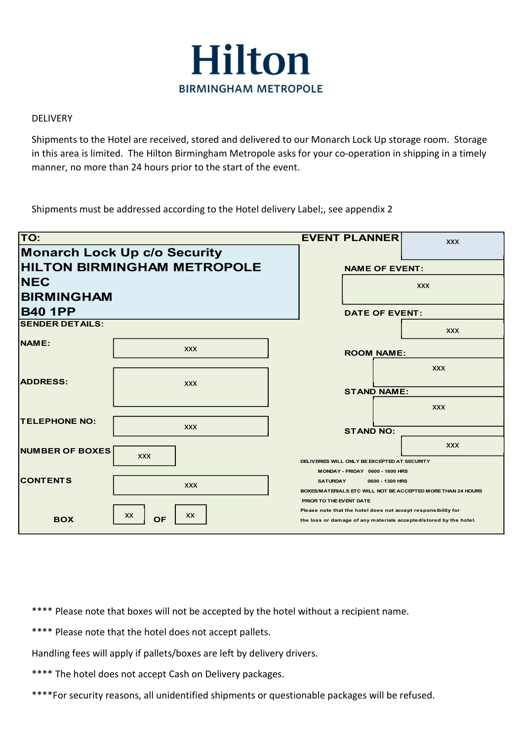# Hilton
BIRMINGHAM METROPOLE

DELIVERY

Shipments to the Hotel are received, stored and delivered to our Monarch Lock Up storage room. Storage in this area is limited. The Hilton Birmingham Metropole asks for your co-operation in shipping in a timely manner, no more than 24 hours prior to the start of the event.

Shipments must be addressed according to the Hotel delivery Label;, see appendix 2

| TO: | | EVENT PLANNER | XXX |
|---|---|---|---|
| **Monarch Lock Up c/o Security**<br>**HILTON BIRMINGHAM METROPOLE**<br>**NEC**<br>**BIRMINGHAM**<br>**B40 1PP** | | NAME OF EVENT: | XXX |
| | | DATE OF EVENT: | XXX |
| SENDER DETAILS: | | | |
| NAME: | XXX | ROOM NAME: | XXX |
| ADDRESS: | XXX | STAND NAME: | XXX |
| TELEPHONE NO: | XXX | STAND NO: | XXX |
| NUMBER OF BOXES | XXX | | |
| CONTENTS | XXX | | |
| BOX | XX OF XX | | |

DELIVERIES WILL ONLY BE EXCEPTED AT SECURITY
MONDAY - FRIDAY 0600 - 1600 HRS
SATURDAY 0600 - 1300 HRS
BOXES/MATERIALS ETC WILL NOT BE ACCEPTED MORE THAN 24 HOURS PRIOR TO THE EVENT DATE
Please note that the hotel does not accept responsibility for the loss or damage of any materials accepted/stored by the hotel.

**** Please note that boxes will not be accepted by the hotel without a recipient name.

**** Please note that the hotel does not accept pallets.

Handling fees will apply if pallets/boxes are left by delivery drivers.

**** The hotel does not accept Cash on Delivery packages.

****For security reasons, all unidentified shipments or questionable packages will be refused.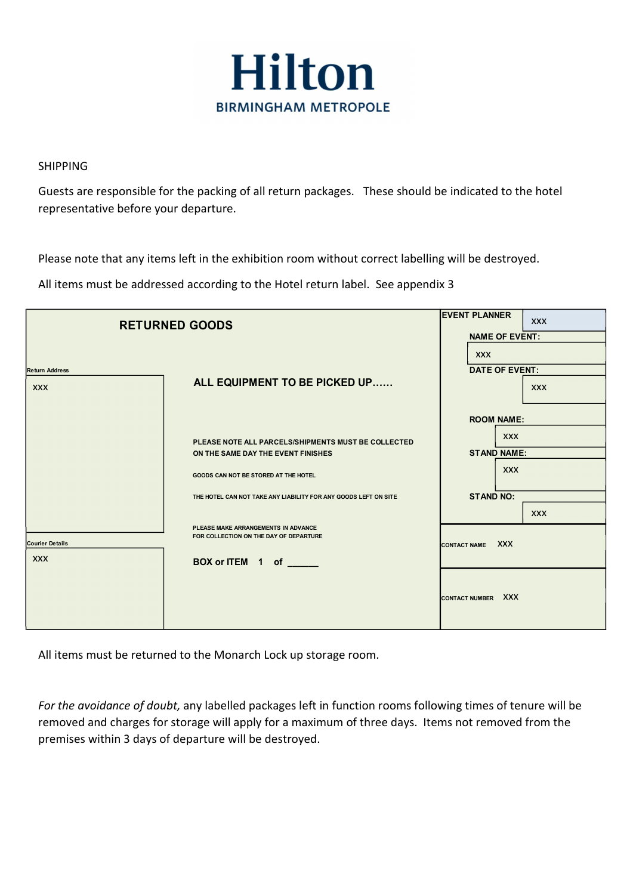# Hilton

BIRMINGHAM METROPOLE

SHIPPING

Guests are responsible for the packing of all return packages. These should be indicated to the hotel representative before your departure.

Please note that any items left in the exhibition room without correct labelling will be destroyed.

All items must be addressed according to the Hotel return label. See appendix 3

| RETURNED GOODS | | EVENT PLANNER: XXX |
|---|---|---|
| | | NAME OF EVENT: XXX |
| **Return Address** | **ALL EQUIPMENT TO BE PICKED UP……** | DATE OF EVENT: XXX |
| XXX | PLEASE NOTE ALL PARCELS/SHIPMENTS MUST BE COLLECTED ON THE SAME DAY THE EVENT FINISHES | ROOM NAME: XXX |
| | GOODS CAN NOT BE STORED AT THE HOTEL | STAND NAME: XXX |
| | THE HOTEL CAN NOT TAKE ANY LIABILITY FOR ANY GOODS LEFT ON SITE | STAND NO: XXX |
| **Courier Details** | PLEASE MAKE ARRANGEMENTS IN ADVANCE FOR COLLECTION ON THE DAY OF DEPARTURE | CONTACT NAME XXX |
| XXX | **BOX or ITEM 1 of ______** | CONTACT NUMBER XXX |

All items must be returned to the Monarch Lock up storage room.

*For the avoidance of doubt,* any labelled packages left in function rooms following times of tenure will be removed and charges for storage will apply for a maximum of three days. Items not removed from the premises within 3 days of departure will be destroyed.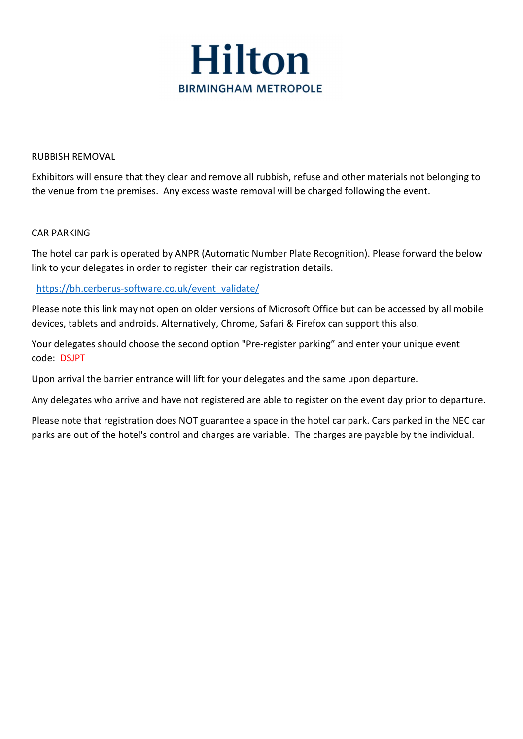Hilton
BIRMINGHAM METROPOLE

## RUBBISH REMOVAL

Exhibitors will ensure that they clear and remove all rubbish, refuse and other materials not belonging to the venue from the premises. Any excess waste removal will be charged following the event.

## CAR PARKING

The hotel car park is operated by ANPR (Automatic Number Plate Recognition). Please forward the below link to your delegates in order to register their car registration details.

https://bh.cerberus-software.co.uk/event_validate/

Please note this link may not open on older versions of Microsoft Office but can be accessed by all mobile devices, tablets and androids. Alternatively, Chrome, Safari & Firefox can support this also.

Your delegates should choose the second option "Pre-register parking" and enter your unique event code: DSJPT

Upon arrival the barrier entrance will lift for your delegates and the same upon departure.

Any delegates who arrive and have not registered are able to register on the event day prior to departure.

Please note that registration does NOT guarantee a space in the hotel car park. Cars parked in the NEC car parks are out of the hotel's control and charges are variable. The charges are payable by the individual.